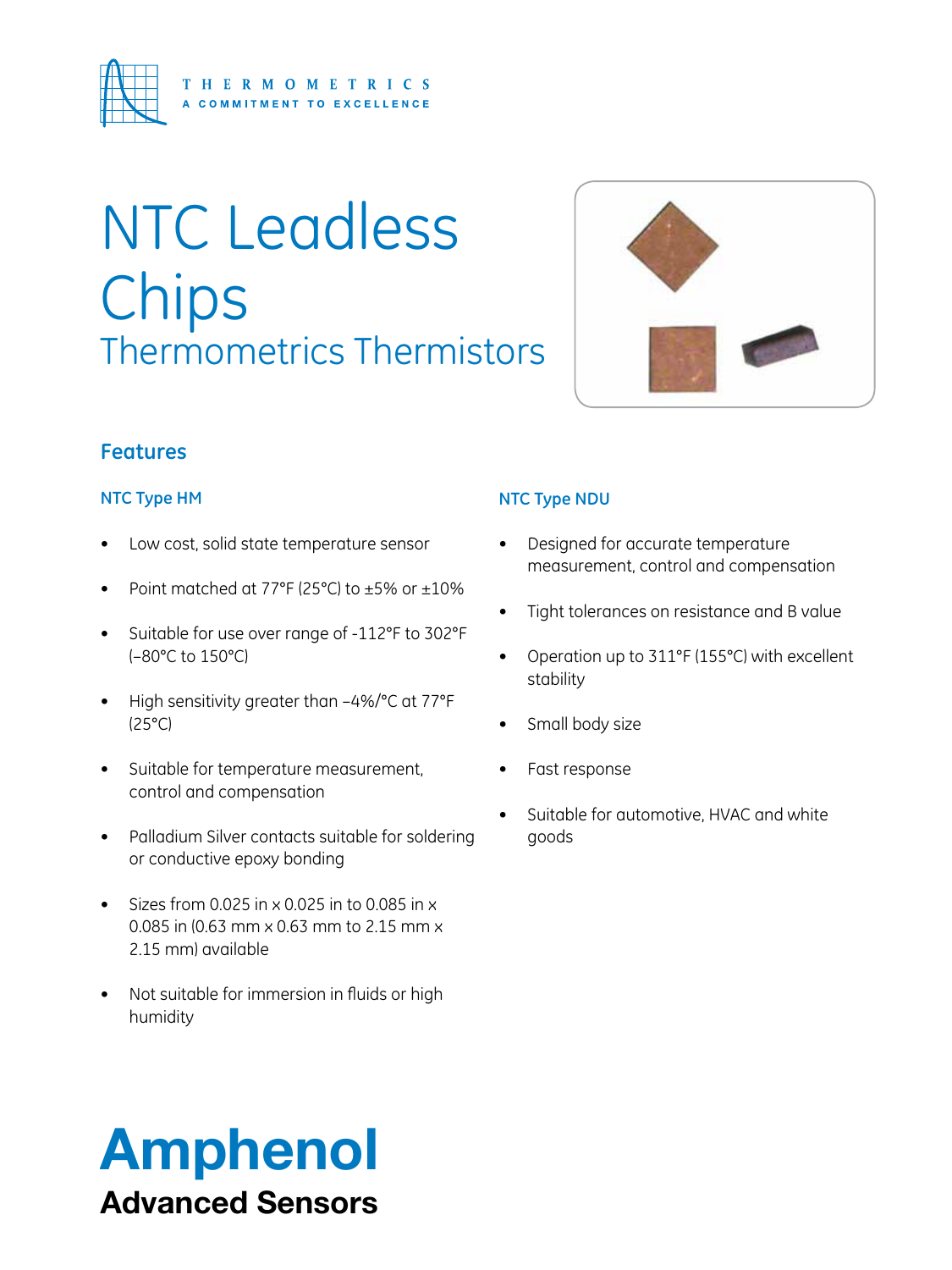THERMOMETRICS
A COMMITMENT TO EXCELLENCE

# NTC Leadless Chips

## Thermometrics Thermistors

## Features

### NTC Type HM

- Low cost, solid state temperature sensor
- Point matched at 77°F (25°C) to ±5% or ±10%
- Suitable for use over range of -112°F to 302°F (–80°C to 150°C)
- High sensitivity greater than –4%/°C at 77°F (25°C)
- Suitable for temperature measurement, control and compensation
- Palladium Silver contacts suitable for soldering or conductive epoxy bonding
- Sizes from 0.025 in x 0.025 in to 0.085 in x 0.085 in (0.63 mm x 0.63 mm to 2.15 mm x 2.15 mm) available
- Not suitable for immersion in fluids or high humidity

### NTC Type NDU

- Designed for accurate temperature measurement, control and compensation
- Tight tolerances on resistance and B value
- Operation up to 311°F (155°C) with excellent stability
- Small body size
- Fast response
- Suitable for automotive, HVAC and white goods

**Amphenol**
**Advanced Sensors**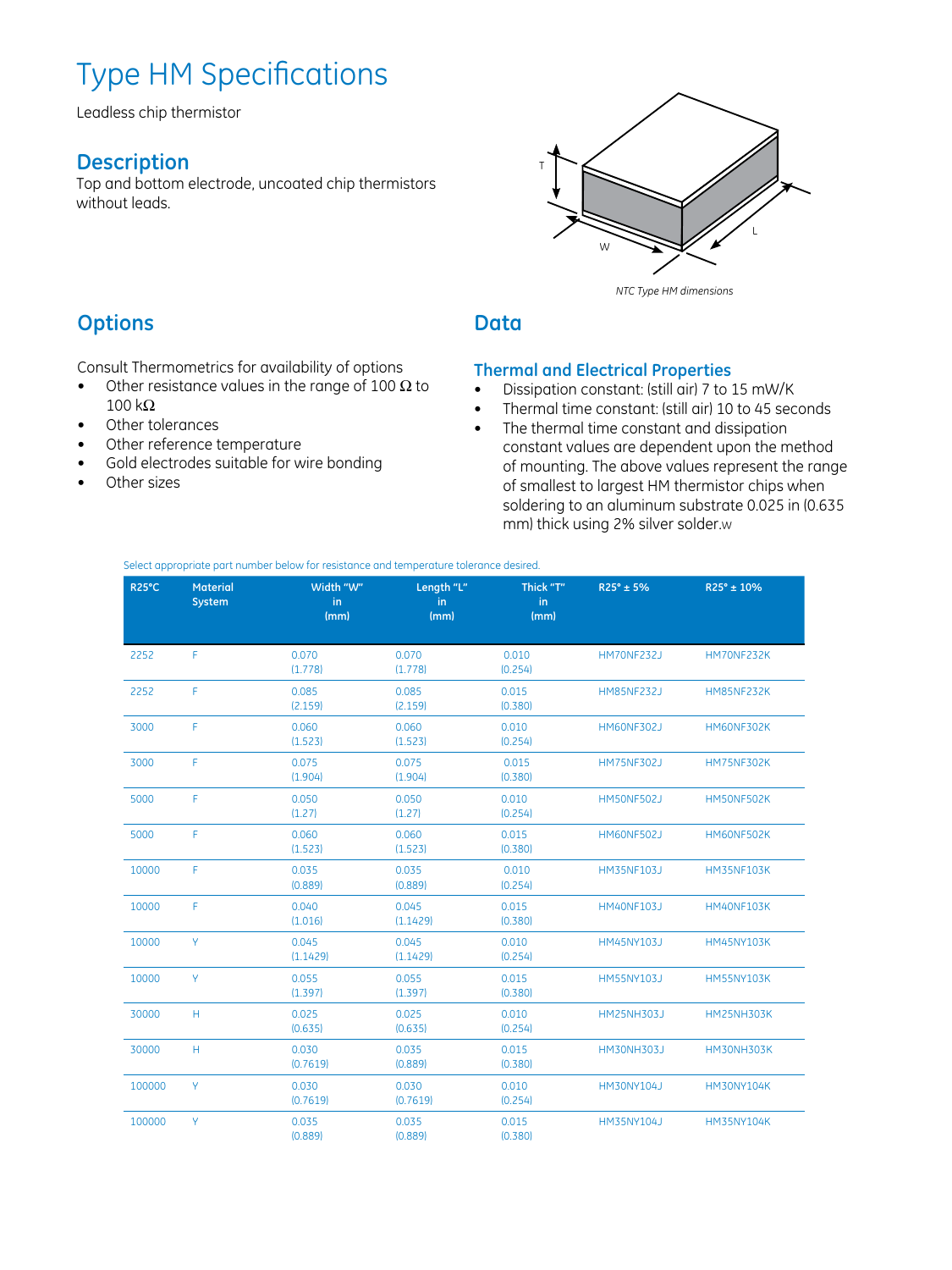# Type HM Specifications

Leadless chip thermistor

## Description

Top and bottom electrode, uncoated chip thermistors without leads.

*NTC Type HM dimensions*

## Options

Consult Thermometrics for availability of options

- Other resistance values in the range of 100 Ω to 100 kΩ
- Other tolerances
- Other reference temperature
- Gold electrodes suitable for wire bonding
- Other sizes

## Data

### Thermal and Electrical Properties

- Dissipation constant: (still air) 7 to 15 mW/K
- Thermal time constant: (still air) 10 to 45 seconds
- The thermal time constant and dissipation constant values are dependent upon the method of mounting. The above values represent the range of smallest to largest HM thermistor chips when soldering to an aluminum substrate 0.025 in (0.635 mm) thick using 2% silver solder.w

Select appropriate part number below for resistance and temperature tolerance desired.

| R25°C | Material System | Width "W" in (mm) | Length "L" in (mm) | Thick "T" in (mm) | R25° ± 5% | R25° ± 10% |
|---|---|---|---|---|---|---|
| 2252 | F | 0.070 (1.778) | 0.070 (1.778) | 0.010 (0.254) | HM70NF232J | HM70NF232K |
| 2252 | F | 0.085 (2.159) | 0.085 (2.159) | 0.015 (0.380) | HM85NF232J | HM85NF232K |
| 3000 | F | 0.060 (1.523) | 0.060 (1.523) | 0.010 (0.254) | HM60NF302J | HM60NF302K |
| 3000 | F | 0.075 (1.904) | 0.075 (1.904) | 0.015 (0.380) | HM75NF302J | HM75NF302K |
| 5000 | F | 0.050 (1.27) | 0.050 (1.27) | 0.010 (0.254) | HM50NF502J | HM50NF502K |
| 5000 | F | 0.060 (1.523) | 0.060 (1.523) | 0.015 (0.380) | HM60NF502J | HM60NF502K |
| 10000 | F | 0.035 (0.889) | 0.035 (0.889) | 0.010 (0.254) | HM35NF103J | HM35NF103K |
| 10000 | F | 0.040 (1.016) | 0.045 (1.1429) | 0.015 (0.380) | HM40NF103J | HM40NF103K |
| 10000 | Y | 0.045 (1.1429) | 0.045 (1.1429) | 0.010 (0.254) | HM45NY103J | HM45NY103K |
| 10000 | Y | 0.055 (1.397) | 0.055 (1.397) | 0.015 (0.380) | HM55NY103J | HM55NY103K |
| 30000 | H | 0.025 (0.635) | 0.025 (0.635) | 0.010 (0.254) | HM25NH303J | HM25NH303K |
| 30000 | H | 0.030 (0.7619) | 0.035 (0.889) | 0.015 (0.380) | HM30NH303J | HM30NH303K |
| 100000 | Y | 0.030 (0.7619) | 0.030 (0.7619) | 0.010 (0.254) | HM30NY104J | HM30NY104K |
| 100000 | Y | 0.035 (0.889) | 0.035 (0.889) | 0.015 (0.380) | HM35NY104J | HM35NY104K |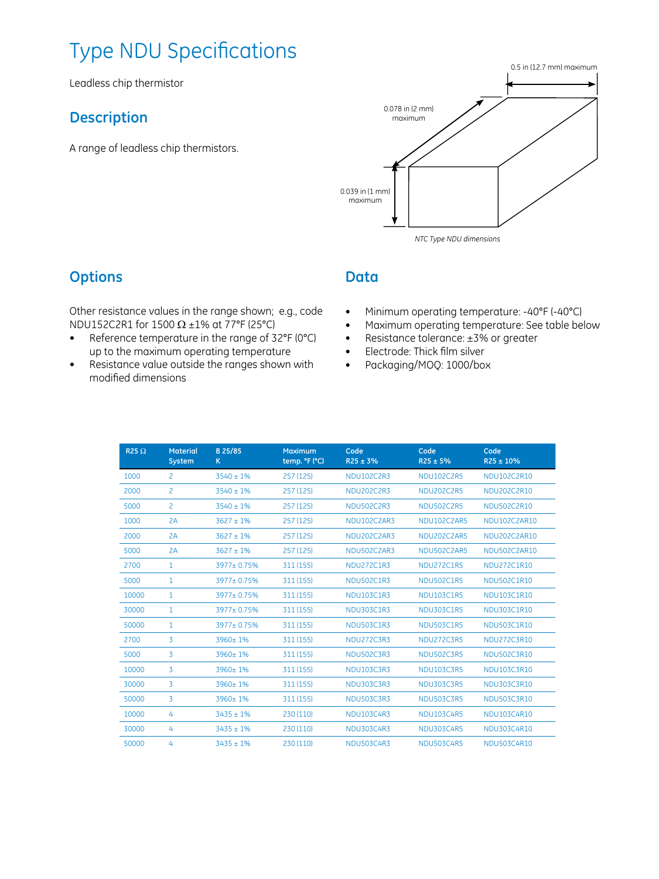# Type NDU Specifications

Leadless chip thermistor

## Description

A range of leadless chip thermistors.

0.5 in (12.7 mm) maximum

0.078 in (2 mm) maximum

0.039 in (1 mm) maximum

*NTC Type NDU dimensions*

## Options

Other resistance values in the range shown; e.g., code NDU152C2R1 for 1500 Ω ±1% at 77°F (25°C)

- Reference temperature in the range of 32°F (0°C) up to the maximum operating temperature
- Resistance value outside the ranges shown with modified dimensions

## Data

- Minimum operating temperature: -40°F (-40°C)
- Maximum operating temperature: See table below
- Resistance tolerance: ±3% or greater
- Electrode: Thick film silver
- Packaging/MOQ: 1000/box

| R25 Ω | Material System | B 25/85 K | Maximum temp. °F (°C) | Code R25 ± 3% | Code R25 ± 5% | Code R25 ± 10% |
|---|---|---|---|---|---|---|
| 1000 | 2 | 3540 ± 1% | 257 (125) | NDU102C2R3 | NDU102C2R5 | NDU102C2R10 |
| 2000 | 2 | 3540 ± 1% | 257 (125) | NDU202C2R3 | NDU202C2R5 | NDU202C2R10 |
| 5000 | 2 | 3540 ± 1% | 257 (125) | NDU502C2R3 | NDU502C2R5 | NDU502C2R10 |
| 1000 | 2A | 3627 ± 1% | 257 (125) | NDU102C2AR3 | NDU102C2AR5 | NDU102C2AR10 |
| 2000 | 2A | 3627 ± 1% | 257 (125) | NDU202C2AR3 | NDU202C2AR5 | NDU202C2AR10 |
| 5000 | 2A | 3627 ± 1% | 257 (125) | NDU502C2AR3 | NDU502C2AR5 | NDU502C2AR10 |
| 2700 | 1 | 3977± 0.75% | 311 (155) | NDU272C1R3 | NDU272C1R5 | NDU272C1R10 |
| 5000 | 1 | 3977± 0.75% | 311 (155) | NDU502C1R3 | NDU502C1R5 | NDU502C1R10 |
| 10000 | 1 | 3977± 0.75% | 311 (155) | NDU103C1R3 | NDU103C1R5 | NDU103C1R10 |
| 30000 | 1 | 3977± 0.75% | 311 (155) | NDU303C1R3 | NDU303C1R5 | NDU303C1R10 |
| 50000 | 1 | 3977± 0.75% | 311 (155) | NDU503C1R3 | NDU503C1R5 | NDU503C1R10 |
| 2700 | 3 | 3960± 1% | 311 (155) | NDU272C3R3 | NDU272C3R5 | NDU272C3R10 |
| 5000 | 3 | 3960± 1% | 311 (155) | NDU502C3R3 | NDU502C3R5 | NDU502C3R10 |
| 10000 | 3 | 3960± 1% | 311 (155) | NDU103C3R3 | NDU103C3R5 | NDU103C3R10 |
| 30000 | 3 | 3960± 1% | 311 (155) | NDU303C3R3 | NDU303C3R5 | NDU303C3R10 |
| 50000 | 3 | 3960± 1% | 311 (155) | NDU503C3R3 | NDU503C3R5 | NDU503C3R10 |
| 10000 | 4 | 3435 ± 1% | 230 (110) | NDU103C4R3 | NDU103C4R5 | NDU103C4R10 |
| 30000 | 4 | 3435 ± 1% | 230 (110) | NDU303C4R3 | NDU303C4R5 | NDU303C4R10 |
| 50000 | 4 | 3435 ± 1% | 230 (110) | NDU503C4R3 | NDU503C4R5 | NDU503C4R10 |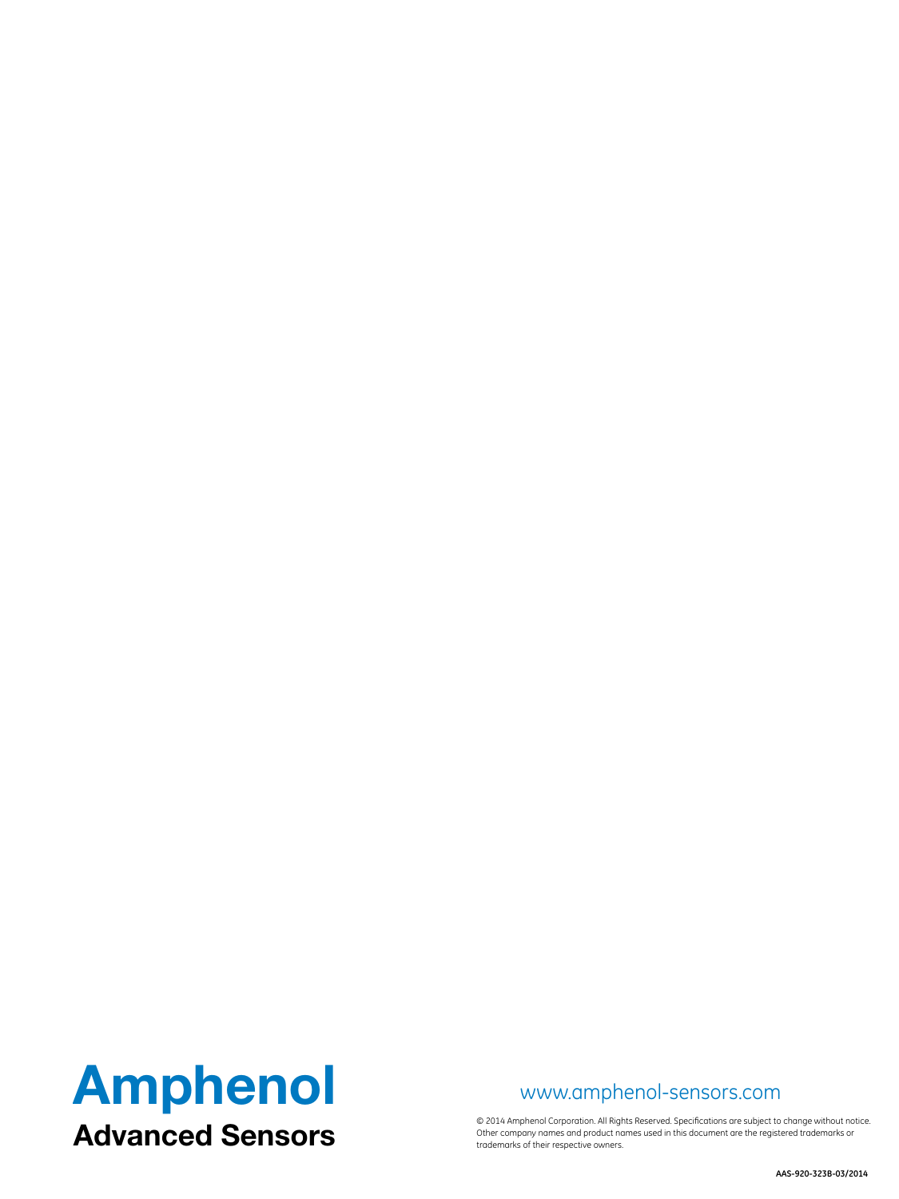**Amphenol**

**Advanced Sensors**

www.amphenol-sensors.com

© 2014 Amphenol Corporation. All Rights Reserved. Specifications are subject to change without notice. Other company names and product names used in this document are the registered trademarks or trademarks of their respective owners.

**AAS-920-323B-03/2014**